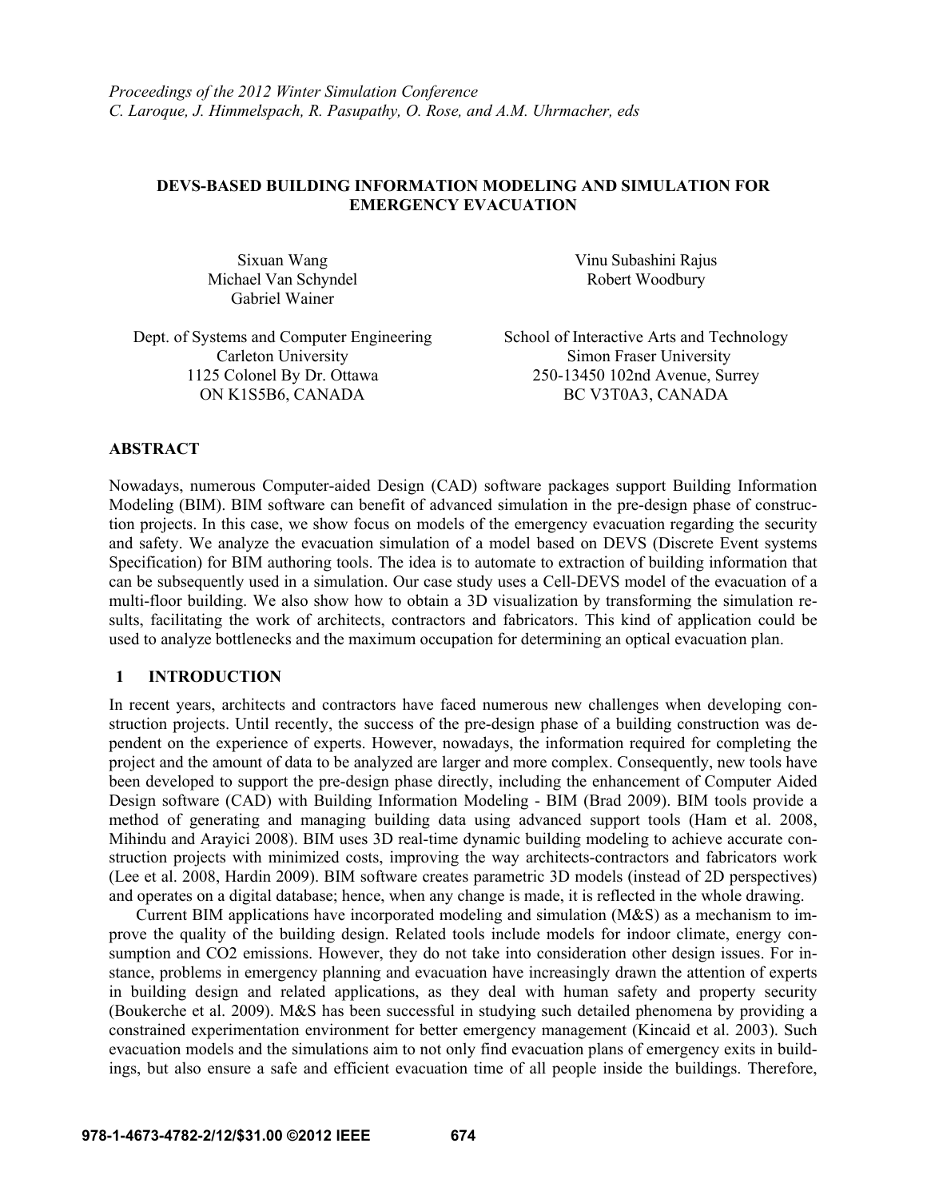*Proceedings of the 2012 Winter Simulation Conference*
*C. Laroque, J. Himmelspach, R. Pasupathy, O. Rose, and A.M. Uhrmacher, eds*

# DEVS-BASED BUILDING INFORMATION MODELING AND SIMULATION FOR EMERGENCY EVACUATION

Sixuan Wang
Michael Van Schyndel
Gabriel Wainer

Dept. of Systems and Computer Engineering
Carleton University
1125 Colonel By Dr. Ottawa
ON K1S5B6, CANADA

Vinu Subashini Rajus
Robert Woodbury

School of Interactive Arts and Technology
Simon Fraser University
250-13450 102nd Avenue, Surrey
BC V3T0A3, CANADA

## ABSTRACT

Nowadays, numerous Computer-aided Design (CAD) software packages support Building Information Modeling (BIM). BIM software can benefit of advanced simulation in the pre-design phase of construction projects. In this case, we show focus on models of the emergency evacuation regarding the security and safety. We analyze the evacuation simulation of a model based on DEVS (Discrete Event systems Specification) for BIM authoring tools. The idea is to automate to extraction of building information that can be subsequently used in a simulation. Our case study uses a Cell-DEVS model of the evacuation of a multi-floor building. We also show how to obtain a 3D visualization by transforming the simulation results, facilitating the work of architects, contractors and fabricators. This kind of application could be used to analyze bottlenecks and the maximum occupation for determining an optical evacuation plan.

## 1 INTRODUCTION

In recent years, architects and contractors have faced numerous new challenges when developing construction projects. Until recently, the success of the pre-design phase of a building construction was dependent on the experience of experts. However, nowadays, the information required for completing the project and the amount of data to be analyzed are larger and more complex. Consequently, new tools have been developed to support the pre-design phase directly, including the enhancement of Computer Aided Design software (CAD) with Building Information Modeling - BIM (Brad 2009). BIM tools provide a method of generating and managing building data using advanced support tools (Ham et al. 2008, Mihindu and Arayici 2008). BIM uses 3D real-time dynamic building modeling to achieve accurate construction projects with minimized costs, improving the way architects-contractors and fabricators work (Lee et al. 2008, Hardin 2009). BIM software creates parametric 3D models (instead of 2D perspectives) and operates on a digital database; hence, when any change is made, it is reflected in the whole drawing.

Current BIM applications have incorporated modeling and simulation (M&S) as a mechanism to improve the quality of the building design. Related tools include models for indoor climate, energy consumption and $CO_2$ emissions. However, they do not take into consideration other design issues. For instance, problems in emergency planning and evacuation have increasingly drawn the attention of experts in building design and related applications, as they deal with human safety and property security (Boukerche et al. 2009). M&S has been successful in studying such detailed phenomena by providing a constrained experimentation environment for better emergency management (Kincaid et al. 2003). Such evacuation models and the simulations aim to not only find evacuation plans of emergency exits in buildings, but also ensure a safe and efficient evacuation time of all people inside the buildings. Therefore,

**978-1-4673-4782-2/12/$31.00 ©2012 IEEE**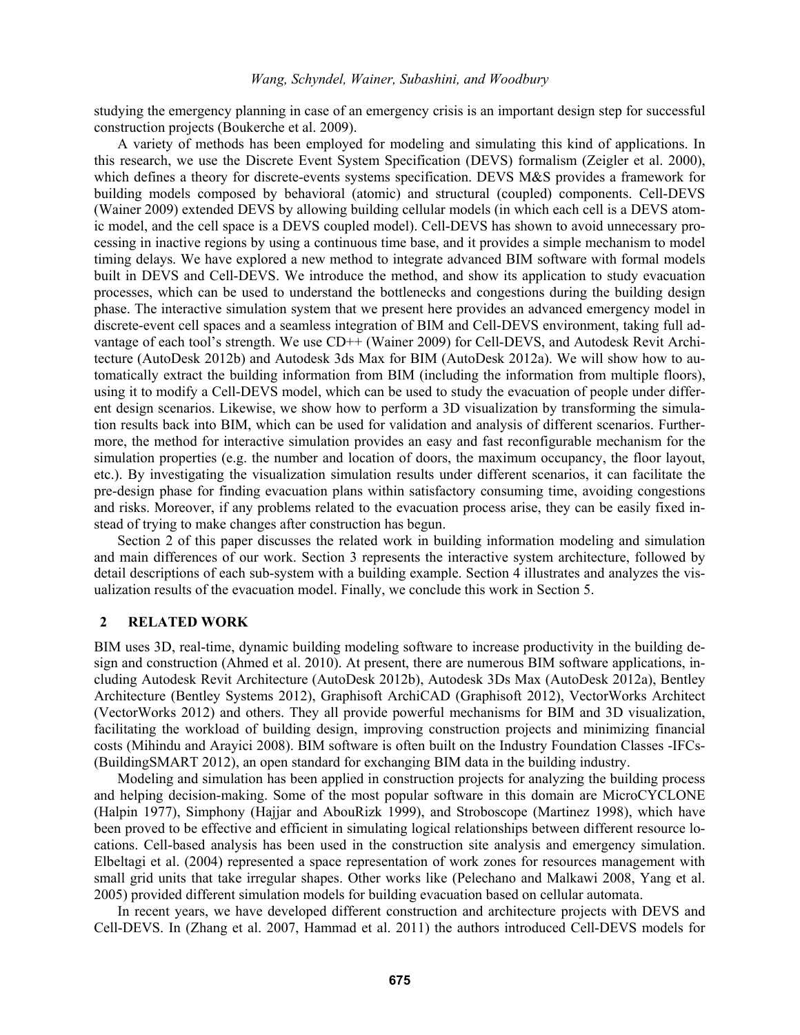studying the emergency planning in case of an emergency crisis is an important design step for successful construction projects (Boukerche et al. 2009).

A variety of methods has been employed for modeling and simulating this kind of applications. In this research, we use the Discrete Event System Specification (DEVS) formalism (Zeigler et al. 2000), which defines a theory for discrete-events systems specification. DEVS M&S provides a framework for building models composed by behavioral (atomic) and structural (coupled) components. Cell-DEVS (Wainer 2009) extended DEVS by allowing building cellular models (in which each cell is a DEVS atomic model, and the cell space is a DEVS coupled model). Cell-DEVS has shown to avoid unnecessary processing in inactive regions by using a continuous time base, and it provides a simple mechanism to model timing delays. We have explored a new method to integrate advanced BIM software with formal models built in DEVS and Cell-DEVS. We introduce the method, and show its application to study evacuation processes, which can be used to understand the bottlenecks and congestions during the building design phase. The interactive simulation system that we present here provides an advanced emergency model in discrete-event cell spaces and a seamless integration of BIM and Cell-DEVS environment, taking full advantage of each tool's strength. We use CD++ (Wainer 2009) for Cell-DEVS, and Autodesk Revit Architecture (AutoDesk 2012b) and Autodesk 3ds Max for BIM (AutoDesk 2012a). We will show how to automatically extract the building information from BIM (including the information from multiple floors), using it to modify a Cell-DEVS model, which can be used to study the evacuation of people under different design scenarios. Likewise, we show how to perform a 3D visualization by transforming the simulation results back into BIM, which can be used for validation and analysis of different scenarios. Furthermore, the method for interactive simulation provides an easy and fast reconfigurable mechanism for the simulation properties (e.g. the number and location of doors, the maximum occupancy, the floor layout, etc.). By investigating the visualization simulation results under different scenarios, it can facilitate the pre-design phase for finding evacuation plans within satisfactory consuming time, avoiding congestions and risks. Moreover, if any problems related to the evacuation process arise, they can be easily fixed instead of trying to make changes after construction has begun.

Section 2 of this paper discusses the related work in building information modeling and simulation and main differences of our work. Section 3 represents the interactive system architecture, followed by detail descriptions of each sub-system with a building example. Section 4 illustrates and analyzes the visualization results of the evacuation model. Finally, we conclude this work in Section 5.

## 2 RELATED WORK

BIM uses 3D, real-time, dynamic building modeling software to increase productivity in the building design and construction (Ahmed et al. 2010). At present, there are numerous BIM software applications, including Autodesk Revit Architecture (AutoDesk 2012b), Autodesk 3Ds Max (AutoDesk 2012a), Bentley Architecture (Bentley Systems 2012), Graphisoft ArchiCAD (Graphisoft 2012), VectorWorks Architect (VectorWorks 2012) and others. They all provide powerful mechanisms for BIM and 3D visualization, facilitating the workload of building design, improving construction projects and minimizing financial costs (Mihindu and Arayici 2008). BIM software is often built on the Industry Foundation Classes -IFCs- (BuildingSMART 2012), an open standard for exchanging BIM data in the building industry.

Modeling and simulation has been applied in construction projects for analyzing the building process and helping decision-making. Some of the most popular software in this domain are MicroCYCLONE (Halpin 1977), Simphony (Hajjar and AbouRizk 1999), and Stroboscope (Martinez 1998), which have been proved to be effective and efficient in simulating logical relationships between different resource locations. Cell-based analysis has been used in the construction site analysis and emergency simulation. Elbeltagi et al. (2004) represented a space representation of work zones for resources management with small grid units that take irregular shapes. Other works like (Pelechano and Malkawi 2008, Yang et al. 2005) provided different simulation models for building evacuation based on cellular automata.

In recent years, we have developed different construction and architecture projects with DEVS and Cell-DEVS. In (Zhang et al. 2007, Hammad et al. 2011) the authors introduced Cell-DEVS models for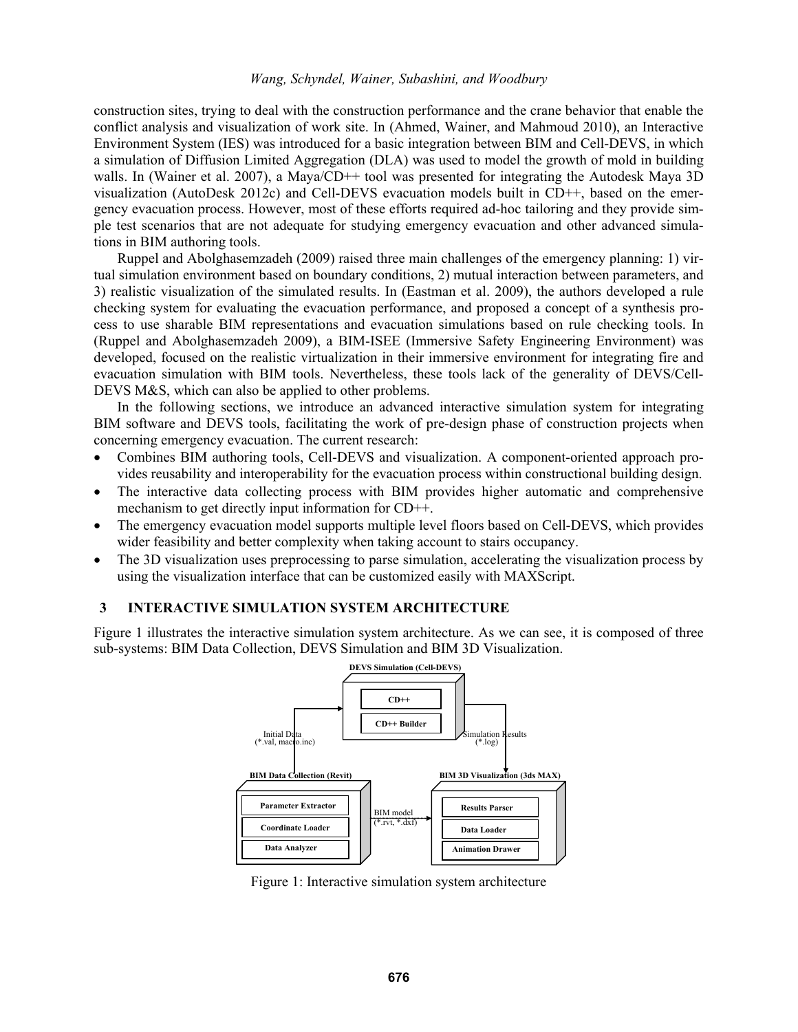construction sites, trying to deal with the construction performance and the crane behavior that enable the conflict analysis and visualization of work site. In (Ahmed, Wainer, and Mahmoud 2010), an Interactive Environment System (IES) was introduced for a basic integration between BIM and Cell-DEVS, in which a simulation of Diffusion Limited Aggregation (DLA) was used to model the growth of mold in building walls. In (Wainer et al. 2007), a Maya/CD++ tool was presented for integrating the Autodesk Maya 3D visualization (AutoDesk 2012c) and Cell-DEVS evacuation models built in CD++, based on the emergency evacuation process. However, most of these efforts required ad-hoc tailoring and they provide simple test scenarios that are not adequate for studying emergency evacuation and other advanced simulations in BIM authoring tools.

Ruppel and Abolghasemzadeh (2009) raised three main challenges of the emergency planning: 1) virtual simulation environment based on boundary conditions, 2) mutual interaction between parameters, and 3) realistic visualization of the simulated results. In (Eastman et al. 2009), the authors developed a rule checking system for evaluating the evacuation performance, and proposed a concept of a synthesis process to use sharable BIM representations and evacuation simulations based on rule checking tools. In (Ruppel and Abolghasemzadeh 2009), a BIM-ISEE (Immersive Safety Engineering Environment) was developed, focused on the realistic virtualization in their immersive environment for integrating fire and evacuation simulation with BIM tools. Nevertheless, these tools lack of the generality of DEVS/Cell-DEVS M&S, which can also be applied to other problems.

In the following sections, we introduce an advanced interactive simulation system for integrating BIM software and DEVS tools, facilitating the work of pre-design phase of construction projects when concerning emergency evacuation. The current research:

- Combines BIM authoring tools, Cell-DEVS and visualization. A component-oriented approach provides reusability and interoperability for the evacuation process within constructional building design.
- The interactive data collecting process with BIM provides higher automatic and comprehensive mechanism to get directly input information for CD++.
- The emergency evacuation model supports multiple level floors based on Cell-DEVS, which provides wider feasibility and better complexity when taking account to stairs occupancy.
- The 3D visualization uses preprocessing to parse simulation, accelerating the visualization process by using the visualization interface that can be customized easily with MAXScript.

## 3 INTERACTIVE SIMULATION SYSTEM ARCHITECTURE

Figure 1 illustrates the interactive simulation system architecture. As we can see, it is composed of three sub-systems: BIM Data Collection, DEVS Simulation and BIM 3D Visualization.

DEVS Simulation (Cell-DEVS): CD++, CD++ Builder

Initial Data (*.val, macro.inc)

Simulation Results (*.log)

BIM Data Collection (Revit): Parameter Extractor, Coordinate Loader, Data Analyzer

BIM model (*.rvt, *.dxf)

BIM 3D Visualization (3ds MAX): Results Parser, Data Loader, Animation Drawer

Figure 1: Interactive simulation system architecture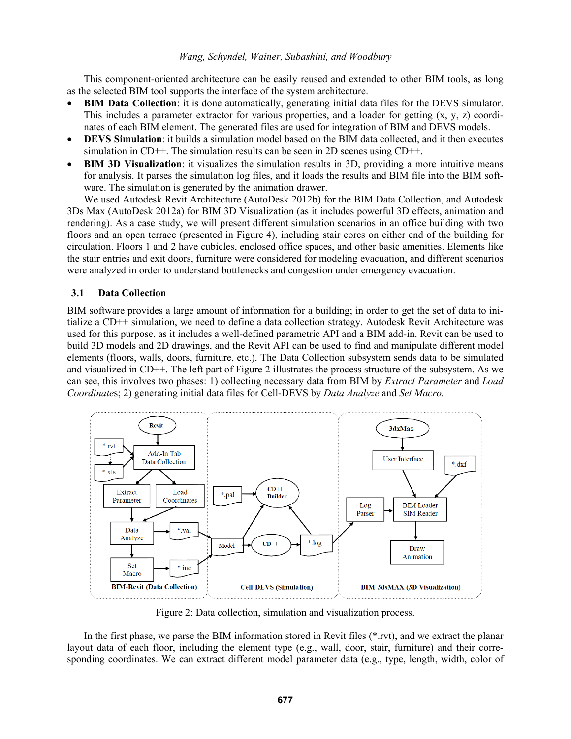This component-oriented architecture can be easily reused and extended to other BIM tools, as long as the selected BIM tool supports the interface of the system architecture.

- **BIM Data Collection**: it is done automatically, generating initial data files for the DEVS simulator. This includes a parameter extractor for various properties, and a loader for getting (x, y, z) coordinates of each BIM element. The generated files are used for integration of BIM and DEVS models.
- **DEVS Simulation**: it builds a simulation model based on the BIM data collected, and it then executes simulation in CD++. The simulation results can be seen in 2D scenes using CD++.
- **BIM 3D Visualization**: it visualizes the simulation results in 3D, providing a more intuitive means for analysis. It parses the simulation log files, and it loads the results and BIM file into the BIM software. The simulation is generated by the animation drawer.

We used Autodesk Revit Architecture (AutoDesk 2012b) for the BIM Data Collection, and Autodesk 3Ds Max (AutoDesk 2012a) for BIM 3D Visualization (as it includes powerful 3D effects, animation and rendering). As a case study, we will present different simulation scenarios in an office building with two floors and an open terrace (presented in Figure 4), including stair cores on either end of the building for circulation. Floors 1 and 2 have cubicles, enclosed office spaces, and other basic amenities. Elements like the stair entries and exit doors, furniture were considered for modeling evacuation, and different scenarios were analyzed in order to understand bottlenecks and congestion under emergency evacuation.

### 3.1 Data Collection

BIM software provides a large amount of information for a building; in order to get the set of data to initialize a CD++ simulation, we need to define a data collection strategy. Autodesk Revit Architecture was used for this purpose, as it includes a well-defined parametric API and a BIM add-in. Revit can be used to build 3D models and 2D drawings, and the Revit API can be used to find and manipulate different model elements (floors, walls, doors, furniture, etc.). The Data Collection subsystem sends data to be simulated and visualized in CD++. The left part of Figure 2 illustrates the process structure of the subsystem. As we can see, this involves two phases: 1) collecting necessary data from BIM by *Extract Parameter* and *Load Coordinates*; 2) generating initial data files for Cell-DEVS by *Data Analyze* and *Set Macro.*

Figure 2: Data collection, simulation and visualization process.

In the first phase, we parse the BIM information stored in Revit files (*.rvt), and we extract the planar layout data of each floor, including the element type (e.g., wall, door, stair, furniture) and their corresponding coordinates. We can extract different model parameter data (e.g., type, length, width, color of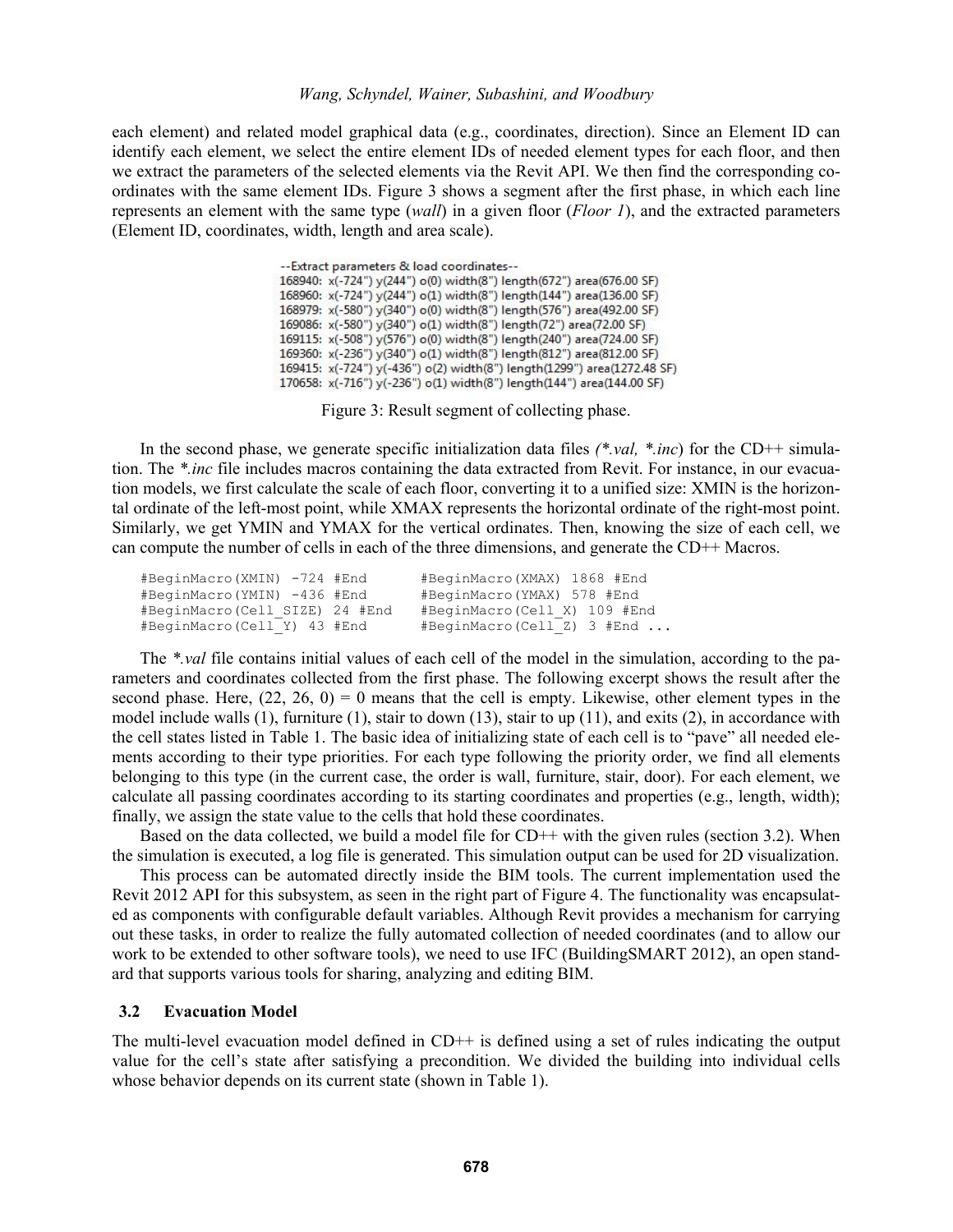each element) and related model graphical data (e.g., coordinates, direction). Since an Element ID can identify each element, we select the entire element IDs of needed element types for each floor, and then we extract the parameters of the selected elements via the Revit API. We then find the corresponding coordinates with the same element IDs. Figure 3 shows a segment after the first phase, in which each line represents an element with the same type (*wall*) in a given floor (*Floor 1*), and the extracted parameters (Element ID, coordinates, width, length and area scale).

```
--Extract parameters & load coordinates--
168940: x(-724") y(244") o(0) width(8") length(672") area(676.00 SF)
168960: x(-724") y(244") o(1) width(8") length(144") area(136.00 SF)
168979: x(-580") y(340") o(0) width(8") length(576") area(492.00 SF)
169086: x(-580") y(340") o(1) width(8") length(72") area(72.00 SF)
169115: x(-508") y(576") o(0) width(8") length(240") area(724.00 SF)
169360: x(-236") y(340") o(1) width(8") length(812") area(812.00 SF)
169415: x(-724") y(-436") o(2) width(8") length(1299") area(1272.48 SF)
170658: x(-716") y(-236") o(1) width(8") length(144") area(144.00 SF)
```

Figure 3: Result segment of collecting phase.

In the second phase, we generate specific initialization data files *(\*.val, \*.inc*) for the CD++ simulation. The *\*.inc* file includes macros containing the data extracted from Revit. For instance, in our evacuation models, we first calculate the scale of each floor, converting it to a unified size: XMIN is the horizontal ordinate of the left-most point, while XMAX represents the horizontal ordinate of the right-most point. Similarly, we get YMIN and YMAX for the vertical ordinates. Then, knowing the size of each cell, we can compute the number of cells in each of the three dimensions, and generate the CD++ Macros.

```
#BeginMacro(XMIN) -724 #End        #BeginMacro(XMAX) 1868 #End
#BeginMacro(YMIN) -436 #End        #BeginMacro(YMAX) 578 #End
#BeginMacro(Cell_SIZE) 24 #End     #BeginMacro(Cell_X) 109 #End
#BeginMacro(Cell_Y) 43 #End        #BeginMacro(Cell_Z) 3 #End ...
```

The *\*.val* file contains initial values of each cell of the model in the simulation, according to the parameters and coordinates collected from the first phase. The following excerpt shows the result after the second phase. Here, (22, 26, 0) = 0 means that the cell is empty. Likewise, other element types in the model include walls (1), furniture (1), stair to down (13), stair to up (11), and exits (2), in accordance with the cell states listed in Table 1. The basic idea of initializing state of each cell is to "pave" all needed elements according to their type priorities. For each type following the priority order, we find all elements belonging to this type (in the current case, the order is wall, furniture, stair, door). For each element, we calculate all passing coordinates according to its starting coordinates and properties (e.g., length, width); finally, we assign the state value to the cells that hold these coordinates.

Based on the data collected, we build a model file for CD++ with the given rules (section 3.2). When the simulation is executed, a log file is generated. This simulation output can be used for 2D visualization.

This process can be automated directly inside the BIM tools. The current implementation used the Revit 2012 API for this subsystem, as seen in the right part of Figure 4. The functionality was encapsulated as components with configurable default variables. Although Revit provides a mechanism for carrying out these tasks, in order to realize the fully automated collection of needed coordinates (and to allow our work to be extended to other software tools), we need to use IFC (BuildingSMART 2012), an open standard that supports various tools for sharing, analyzing and editing BIM.

### 3.2 Evacuation Model

The multi-level evacuation model defined in CD++ is defined using a set of rules indicating the output value for the cell's state after satisfying a precondition. We divided the building into individual cells whose behavior depends on its current state (shown in Table 1).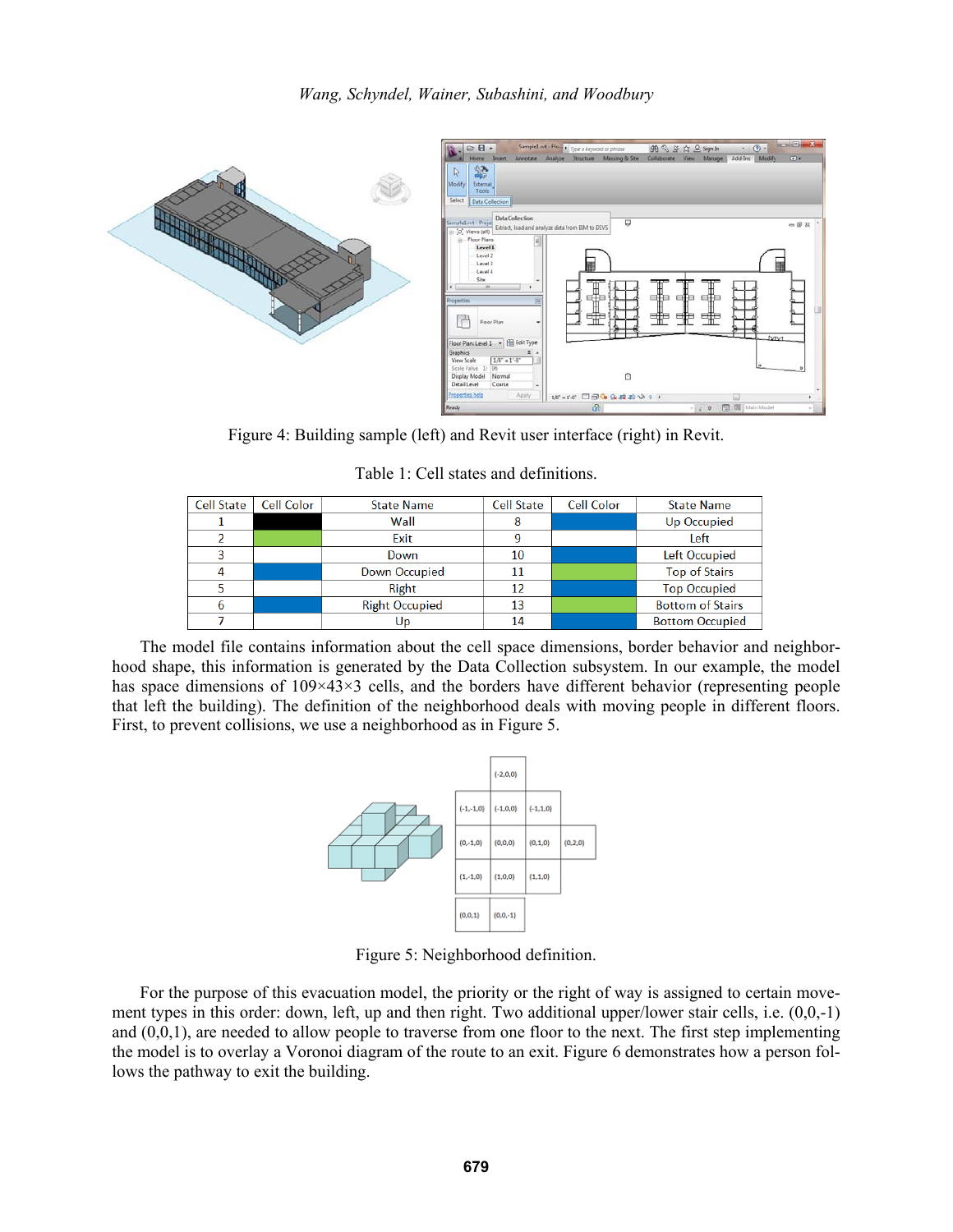Figure 4: Building sample (left) and Revit user interface (right) in Revit.

Table 1: Cell states and definitions.

| Cell State | Cell Color | State Name | Cell State | Cell Color | State Name |
|---|---|---|---|---|---|
| 1 | | Wall | 8 | | Up Occupied |
| 2 | | Exit | 9 | | Left |
| 3 | | Down | 10 | | Left Occupied |
| 4 | | Down Occupied | 11 | | Top of Stairs |
| 5 | | Right | 12 | | Top Occupied |
| 6 | | Right Occupied | 13 | | Bottom of Stairs |
| 7 | | Up | 14 | | Bottom Occupied |

The model file contains information about the cell space dimensions, border behavior and neighborhood shape, this information is generated by the Data Collection subsystem. In our example, the model has space dimensions of 109×43×3 cells, and the borders have different behavior (representing people that left the building). The definition of the neighborhood deals with moving people in different floors. First, to prevent collisions, we use a neighborhood as in Figure 5.

Figure 5: Neighborhood definition.

For the purpose of this evacuation model, the priority or the right of way is assigned to certain movement types in this order: down, left, up and then right. Two additional upper/lower stair cells, i.e. (0,0,-1) and (0,0,1), are needed to allow people to traverse from one floor to the next. The first step implementing the model is to overlay a Voronoi diagram of the route to an exit. Figure 6 demonstrates how a person follows the pathway to exit the building.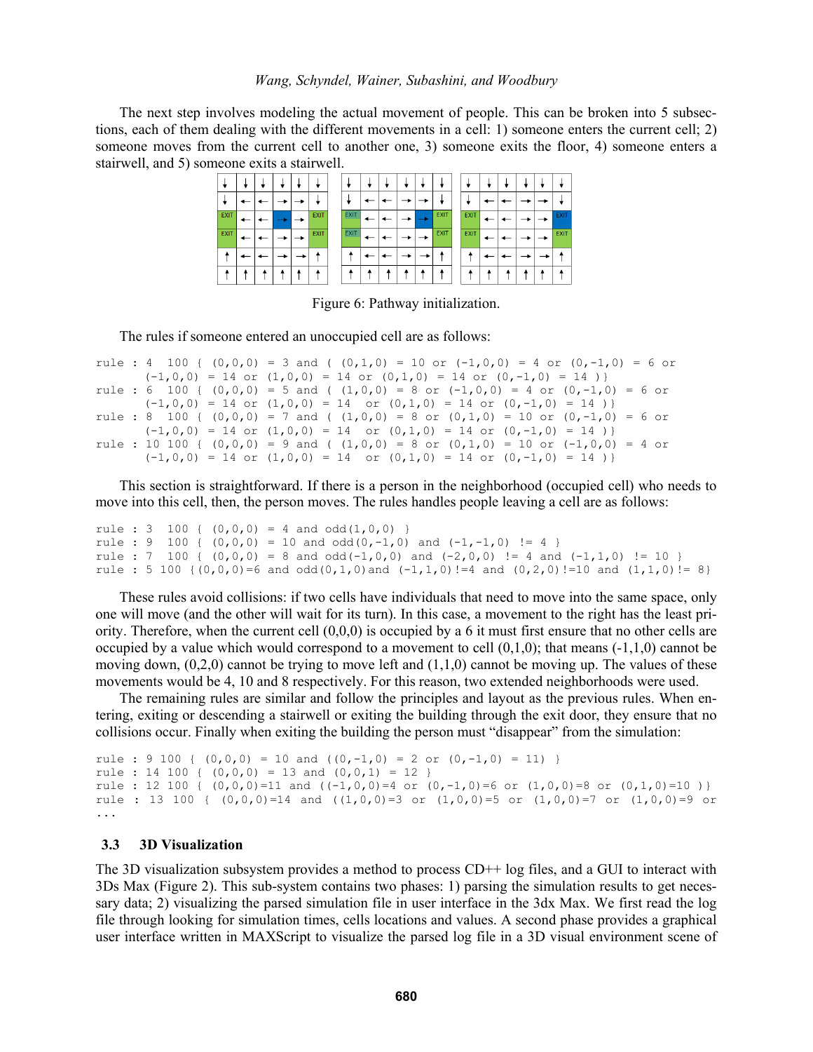The next step involves modeling the actual movement of people. This can be broken into 5 subsections, each of them dealing with the different movements in a cell: 1) someone enters the current cell; 2) someone moves from the current cell to another one, 3) someone exits the floor, 4) someone enters a stairwell, and 5) someone exits a stairwell.

Figure 6: Pathway initialization.

The rules if someone entered an unoccupied cell are as follows:

```
rule : 4  100 { (0,0,0) = 3 and ( (0,1,0) = 10 or (-1,0,0) = 4 or (0,-1,0) = 6 or
       (-1,0,0) = 14 or (1,0,0) = 14 or (0,1,0) = 14 or (0,-1,0) = 14 )}
rule : 6  100 { (0,0,0) = 5 and ( (1,0,0) = 8 or (-1,0,0) = 4 or (0,-1,0) = 6 or
       (-1,0,0) = 14 or (1,0,0) = 14  or (0,1,0) = 14 or (0,-1,0) = 14 )}
rule : 8  100 { (0,0,0) = 7 and ( (1,0,0) = 8 or (0,1,0) = 10 or (0,-1,0) = 6 or
       (-1,0,0) = 14 or (1,0,0) = 14  or (0,1,0) = 14 or (0,-1,0) = 14 )}
rule : 10 100 { (0,0,0) = 9 and ( (1,0,0) = 8 or (0,1,0) = 10 or (-1,0,0) = 4 or
       (-1,0,0) = 14 or (1,0,0) = 14  or (0,1,0) = 14 or (0,-1,0) = 14 )}
```

This section is straightforward. If there is a person in the neighborhood (occupied cell) who needs to move into this cell, then, the person moves. The rules handles people leaving a cell are as follows:

```
rule : 3  100 { (0,0,0) = 4 and odd(1,0,0) }
rule : 9  100 { (0,0,0) = 10 and odd(0,-1,0) and (-1,-1,0) != 4 }
rule : 7  100 { (0,0,0) = 8 and odd(-1,0,0) and (-2,0,0) != 4 and (-1,1,0) != 10 }
rule : 5 100 {(0,0,0)=6 and odd(0,1,0)and (-1,1,0)!=4 and (0,2,0)!=10 and (1,1,0)!= 8}
```

These rules avoid collisions: if two cells have individuals that need to move into the same space, only one will move (and the other will wait for its turn). In this case, a movement to the right has the least priority. Therefore, when the current cell (0,0,0) is occupied by a 6 it must first ensure that no other cells are occupied by a value which would correspond to a movement to cell (0,1,0); that means (-1,1,0) cannot be moving down, (0,2,0) cannot be trying to move left and (1,1,0) cannot be moving up. The values of these movements would be 4, 10 and 8 respectively. For this reason, two extended neighborhoods were used.

The remaining rules are similar and follow the principles and layout as the previous rules. When entering, exiting or descending a stairwell or exiting the building through the exit door, they ensure that no collisions occur. Finally when exiting the building the person must "disappear" from the simulation:

```
rule : 9 100 { (0,0,0) = 10 and ((0,-1,0) = 2 or (0,-1,0) = 11) }
rule : 14 100 { (0,0,0) = 13 and (0,0,1) = 12 }
rule : 12 100 { (0,0,0)=11 and ((-1,0,0)=4 or (0,-1,0)=6 or (1,0,0)=8 or (0,1,0)=10 )}
rule : 13 100 { (0,0,0)=14 and ((1,0,0)=3 or (1,0,0)=5 or (1,0,0)=7 or (1,0,0)=9 or
...
```

### 3.3 3D Visualization

The 3D visualization subsystem provides a method to process CD++ log files, and a GUI to interact with 3Ds Max (Figure 2). This sub-system contains two phases: 1) parsing the simulation results to get necessary data; 2) visualizing the parsed simulation file in user interface in the 3dx Max. We first read the log file through looking for simulation times, cells locations and values. A second phase provides a graphical user interface written in MAXScript to visualize the parsed log file in a 3D visual environment scene of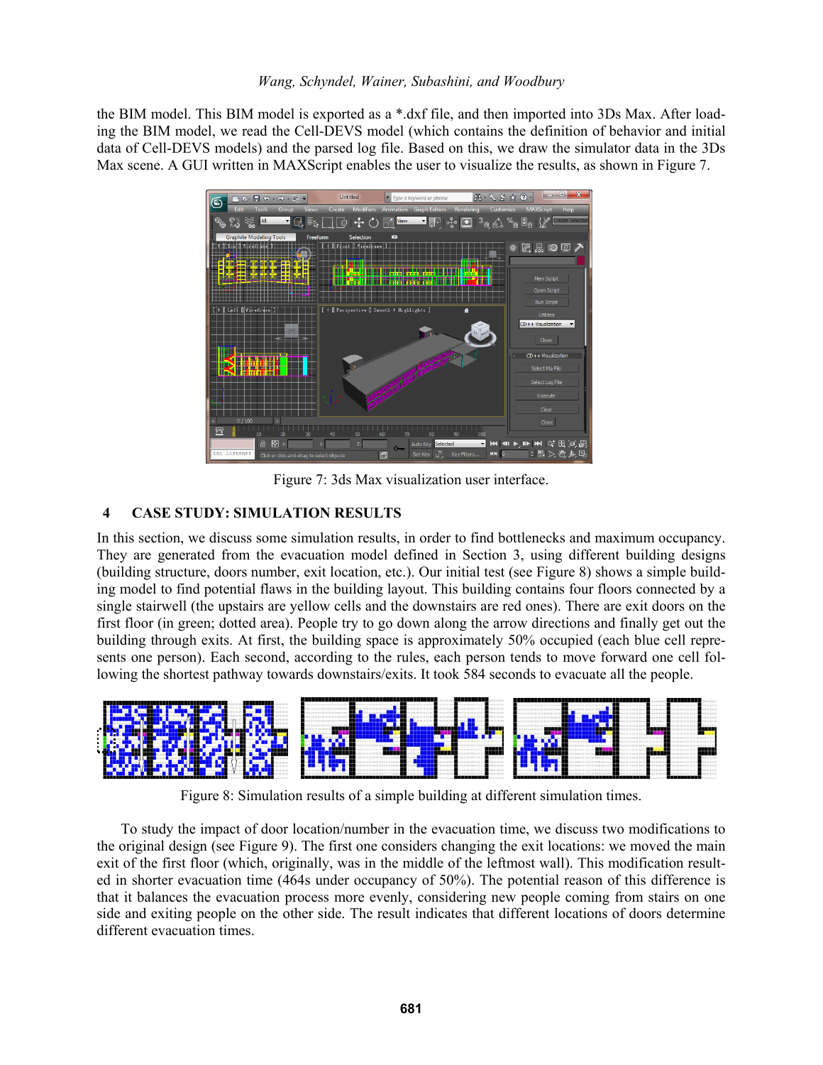the BIM model. This BIM model is exported as a *.dxf file, and then imported into 3Ds Max. After loading the BIM model, we read the Cell-DEVS model (which contains the definition of behavior and initial data of Cell-DEVS models) and the parsed log file. Based on this, we draw the simulator data in the 3Ds Max scene. A GUI written in MAXScript enables the user to visualize the results, as shown in Figure 7.

Figure 7: 3ds Max visualization user interface.

## 4 CASE STUDY: SIMULATION RESULTS

In this section, we discuss some simulation results, in order to find bottlenecks and maximum occupancy. They are generated from the evacuation model defined in Section 3, using different building designs (building structure, doors number, exit location, etc.). Our initial test (see Figure 8) shows a simple building model to find potential flaws in the building layout. This building contains four floors connected by a single stairwell (the upstairs are yellow cells and the downstairs are red ones). There are exit doors on the first floor (in green; dotted area). People try to go down along the arrow directions and finally get out the building through exits. At first, the building space is approximately 50% occupied (each blue cell represents one person). Each second, according to the rules, each person tends to move forward one cell following the shortest pathway towards downstairs/exits. It took 584 seconds to evacuate all the people.

Figure 8: Simulation results of a simple building at different simulation times.

To study the impact of door location/number in the evacuation time, we discuss two modifications to the original design (see Figure 9). The first one considers changing the exit locations: we moved the main exit of the first floor (which, originally, was in the middle of the leftmost wall). This modification resulted in shorter evacuation time (464s under occupancy of 50%). The potential reason of this difference is that it balances the evacuation process more evenly, considering new people coming from stairs on one side and exiting people on the other side. The result indicates that different locations of doors determine different evacuation times.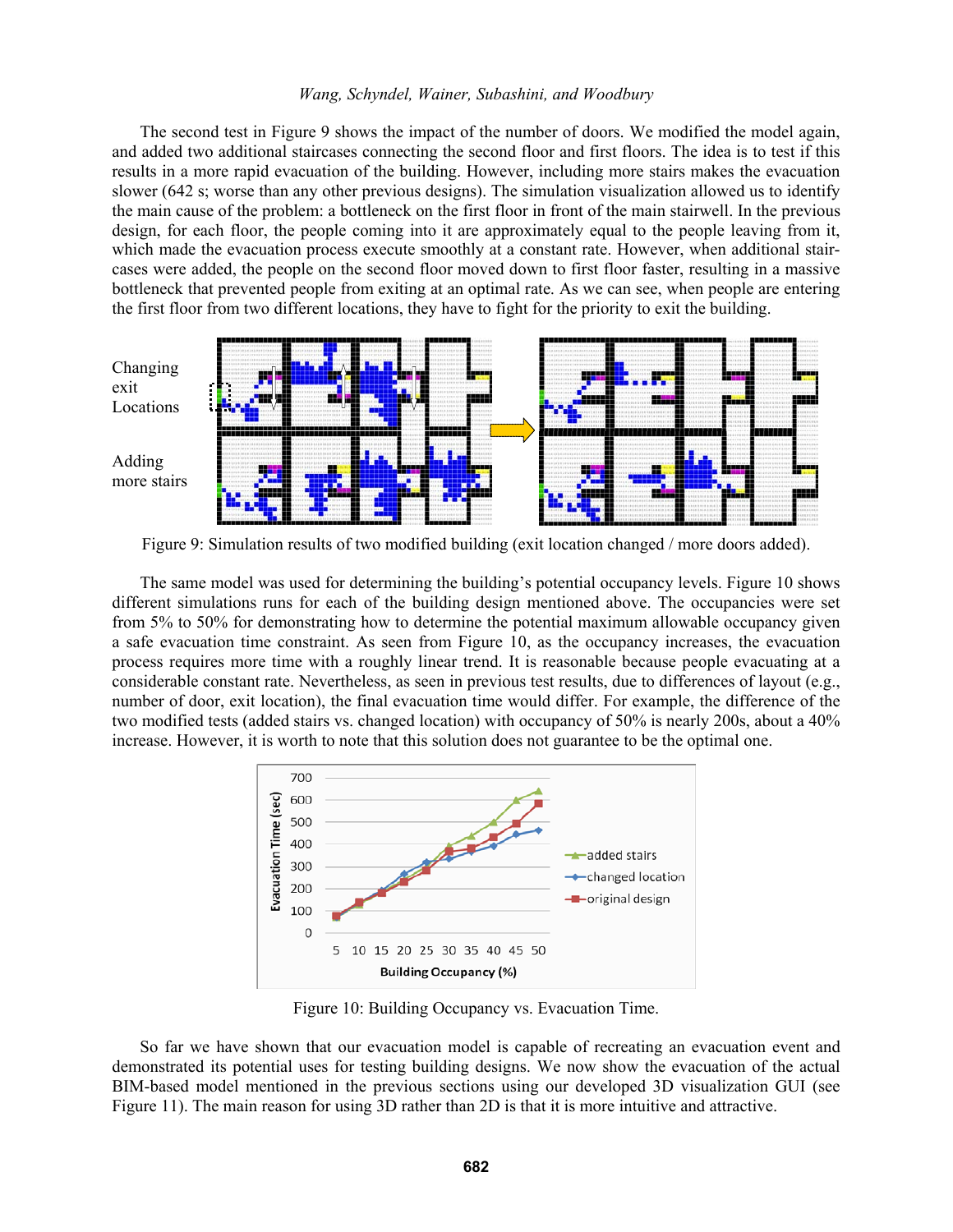The second test in Figure 9 shows the impact of the number of doors. We modified the model again, and added two additional staircases connecting the second floor and first floors. The idea is to test if this results in a more rapid evacuation of the building. However, including more stairs makes the evacuation slower (642 s; worse than any other previous designs). The simulation visualization allowed us to identify the main cause of the problem: a bottleneck on the first floor in front of the main stairwell. In the previous design, for each floor, the people coming into it are approximately equal to the people leaving from it, which made the evacuation process execute smoothly at a constant rate. However, when additional staircases were added, the people on the second floor moved down to first floor faster, resulting in a massive bottleneck that prevented people from exiting at an optimal rate. As we can see, when people are entering the first floor from two different locations, they have to fight for the priority to exit the building.

Figure 9: Simulation results of two modified building (exit location changed / more doors added).

The same model was used for determining the building's potential occupancy levels. Figure 10 shows different simulations runs for each of the building design mentioned above. The occupancies were set from 5% to 50% for demonstrating how to determine the potential maximum allowable occupancy given a safe evacuation time constraint. As seen from Figure 10, as the occupancy increases, the evacuation process requires more time with a roughly linear trend. It is reasonable because people evacuating at a considerable constant rate. Nevertheless, as seen in previous test results, due to differences of layout (e.g., number of door, exit location), the final evacuation time would differ. For example, the difference of the two modified tests (added stairs vs. changed location) with occupancy of 50% is nearly 200s, about a 40% increase. However, it is worth to note that this solution does not guarantee to be the optimal one.

Figure 10: Building Occupancy vs. Evacuation Time.

So far we have shown that our evacuation model is capable of recreating an evacuation event and demonstrated its potential uses for testing building designs. We now show the evacuation of the actual BIM-based model mentioned in the previous sections using our developed 3D visualization GUI (see Figure 11). The main reason for using 3D rather than 2D is that it is more intuitive and attractive.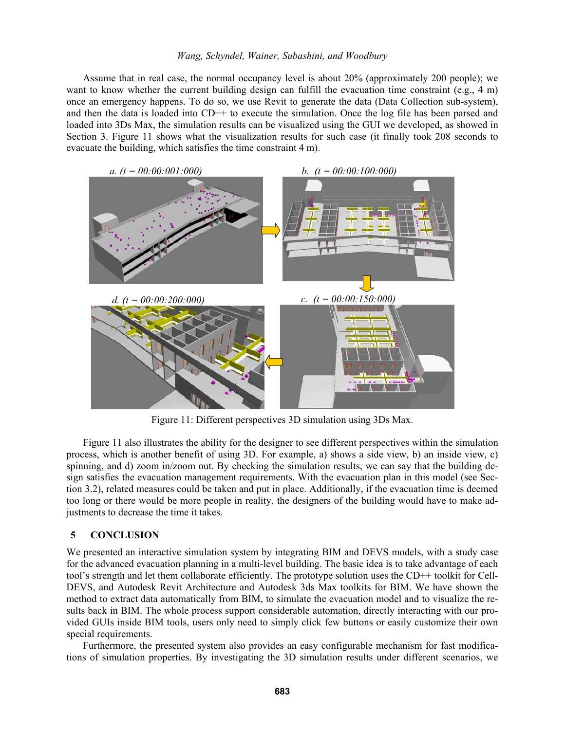Assume that in real case, the normal occupancy level is about 20% (approximately 200 people); we want to know whether the current building design can fulfill the evacuation time constraint (e.g., 4 m) once an emergency happens. To do so, we use Revit to generate the data (Data Collection sub-system), and then the data is loaded into CD++ to execute the simulation. Once the log file has been parsed and loaded into 3Ds Max, the simulation results can be visualized using the GUI we developed, as showed in Section 3. Figure 11 shows what the visualization results for such case (it finally took 208 seconds to evacuate the building, which satisfies the time constraint 4 m).

*a. (t = 00:00:001:000)*

*b. (t = 00:00:100:000)*

*d. (t = 00:00:200:000)*

*c. (t = 00:00:150:000)*

Figure 11: Different perspectives 3D simulation using 3Ds Max.

Figure 11 also illustrates the ability for the designer to see different perspectives within the simulation process, which is another benefit of using 3D. For example, a) shows a side view, b) an inside view, c) spinning, and d) zoom in/zoom out. By checking the simulation results, we can say that the building design satisfies the evacuation management requirements. With the evacuation plan in this model (see Section 3.2), related measures could be taken and put in place. Additionally, if the evacuation time is deemed too long or there would be more people in reality, the designers of the building would have to make adjustments to decrease the time it takes.

## 5 CONCLUSION

We presented an interactive simulation system by integrating BIM and DEVS models, with a study case for the advanced evacuation planning in a multi-level building. The basic idea is to take advantage of each tool's strength and let them collaborate efficiently. The prototype solution uses the CD++ toolkit for Cell-DEVS, and Autodesk Revit Architecture and Autodesk 3ds Max toolkits for BIM. We have shown the method to extract data automatically from BIM, to simulate the evacuation model and to visualize the results back in BIM. The whole process support considerable automation, directly interacting with our provided GUIs inside BIM tools, users only need to simply click few buttons or easily customize their own special requirements.

Furthermore, the presented system also provides an easy configurable mechanism for fast modifications of simulation properties. By investigating the 3D simulation results under different scenarios, we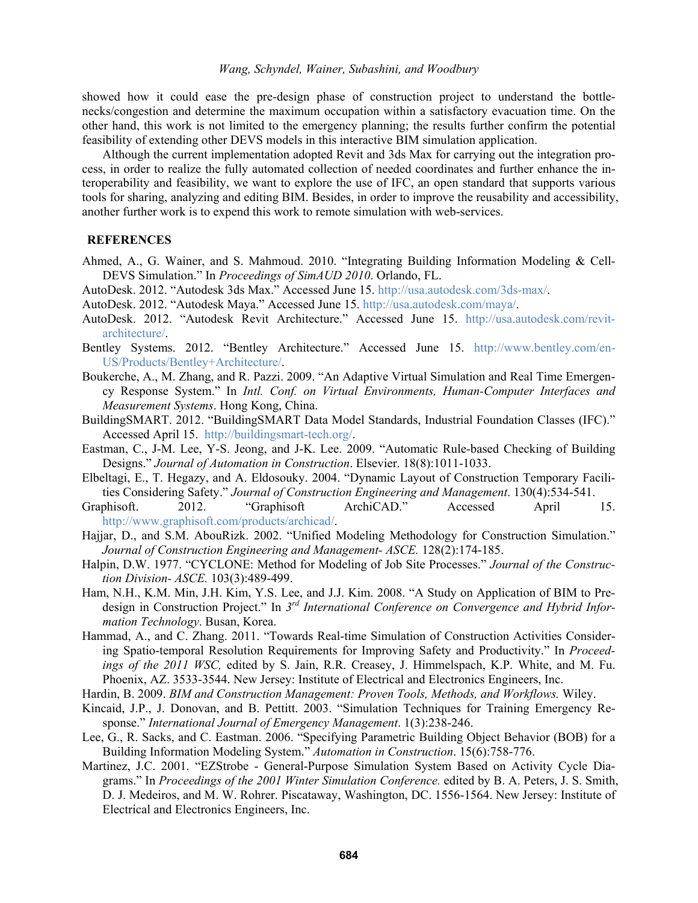showed how it could ease the pre-design phase of construction project to understand the bottle-necks/congestion and determine the maximum occupation within a satisfactory evacuation time. On the other hand, this work is not limited to the emergency planning; the results further confirm the potential feasibility of extending other DEVS models in this interactive BIM simulation application.

Although the current implementation adopted Revit and 3ds Max for carrying out the integration process, in order to realize the fully automated collection of needed coordinates and further enhance the interoperability and feasibility, we want to explore the use of IFC, an open standard that supports various tools for sharing, analyzing and editing BIM. Besides, in order to improve the reusability and accessibility, another further work is to expend this work to remote simulation with web-services.

## REFERENCES

Ahmed, A., G. Wainer, and S. Mahmoud. 2010. "Integrating Building Information Modeling & Cell-DEVS Simulation." In *Proceedings of SimAUD 2010*. Orlando, FL.

AutoDesk. 2012. "Autodesk 3ds Max." Accessed June 15. http://usa.autodesk.com/3ds-max/.

AutoDesk. 2012. "Autodesk Maya." Accessed June 15. http://usa.autodesk.com/maya/.

AutoDesk. 2012. "Autodesk Revit Architecture." Accessed June 15. http://usa.autodesk.com/revit-architecture/.

Bentley Systems. 2012. "Bentley Architecture." Accessed June 15. http://www.bentley.com/en-US/Products/Bentley+Architecture/.

Boukerche, A., M. Zhang, and R. Pazzi. 2009. "An Adaptive Virtual Simulation and Real Time Emergency Response System." In *Intl. Conf. on Virtual Environments, Human-Computer Interfaces and Measurement Systems*. Hong Kong, China.

BuildingSMART. 2012. "BuildingSMART Data Model Standards, Industrial Foundation Classes (IFC)." Accessed April 15. http://buildingsmart-tech.org/.

Eastman, C., J-M. Lee, Y-S. Jeong, and J-K. Lee. 2009. "Automatic Rule-based Checking of Building Designs." *Journal of Automation in Construction*. Elsevier. 18(8):1011-1033.

Elbeltagi, E., T. Hegazy, and A. Eldosouky. 2004. "Dynamic Layout of Construction Temporary Facilities Considering Safety." *Journal of Construction Engineering and Management*. 130(4):534-541.

Graphisoft. 2012. "Graphisoft ArchiCAD." Accessed April 15. http://www.graphisoft.com/products/archicad/.

Hajjar, D., and S.M. AbouRizk. 2002. "Unified Modeling Methodology for Construction Simulation." *Journal of Construction Engineering and Management- ASCE.* 128(2):174-185.

Halpin, D.W. 1977. "CYCLONE: Method for Modeling of Job Site Processes." *Journal of the Construction Division- ASCE.* 103(3):489-499.

Ham, N.H., K.M. Min, J.H. Kim, Y.S. Lee, and J.J. Kim. 2008. "A Study on Application of BIM to Pre-design in Construction Project." In *3rd International Conference on Convergence and Hybrid Information Technology*. Busan, Korea.

Hammad, A., and C. Zhang. 2011. "Towards Real-time Simulation of Construction Activities Considering Spatio-temporal Resolution Requirements for Improving Safety and Productivity." In *Proceedings of the 2011 WSC,* edited by S. Jain, R.R. Creasey, J. Himmelspach, K.P. White, and M. Fu. Phoenix, AZ. 3533-3544. New Jersey: Institute of Electrical and Electronics Engineers, Inc.

Hardin, B. 2009. *BIM and Construction Management: Proven Tools, Methods, and Workflows.* Wiley.

Kincaid, J.P., J. Donovan, and B. Pettitt. 2003. "Simulation Techniques for Training Emergency Response." *International Journal of Emergency Management*. 1(3):238-246.

Lee, G., R. Sacks, and C. Eastman. 2006. "Specifying Parametric Building Object Behavior (BOB) for a Building Information Modeling System." *Automation in Construction*. 15(6):758-776.

Martinez, J.C. 2001. "EZStrobe - General-Purpose Simulation System Based on Activity Cycle Diagrams." In *Proceedings of the 2001 Winter Simulation Conference.* edited by B. A. Peters, J. S. Smith, D. J. Medeiros, and M. W. Rohrer. Piscataway, Washington, DC. 1556-1564. New Jersey: Institute of Electrical and Electronics Engineers, Inc.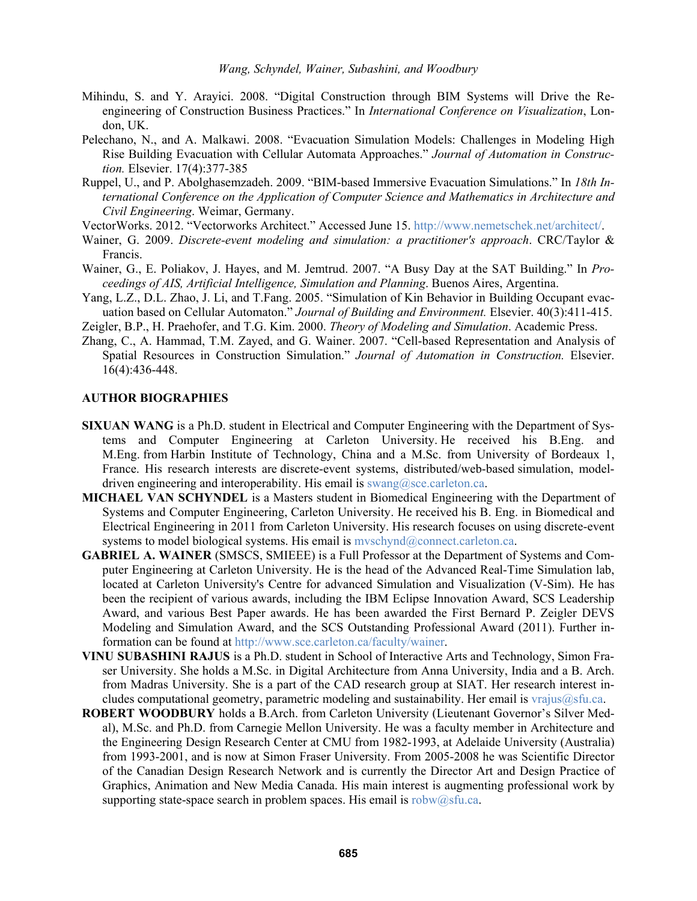Mihindu, S. and Y. Arayici. 2008. "Digital Construction through BIM Systems will Drive the Re-engineering of Construction Business Practices." In *International Conference on Visualization*, London, UK.

Pelechano, N., and A. Malkawi. 2008. "Evacuation Simulation Models: Challenges in Modeling High Rise Building Evacuation with Cellular Automata Approaches." *Journal of Automation in Construction.* Elsevier. 17(4):377-385

Ruppel, U., and P. Abolghasemzadeh. 2009. "BIM-based Immersive Evacuation Simulations." In *18th International Conference on the Application of Computer Science and Mathematics in Architecture and Civil Engineering*. Weimar, Germany.

VectorWorks. 2012. "Vectorworks Architect." Accessed June 15. http://www.nemetschek.net/architect/.

Wainer, G. 2009. *Discrete-event modeling and simulation: a practitioner's approach*. CRC/Taylor & Francis.

Wainer, G., E. Poliakov, J. Hayes, and M. Jemtrud. 2007. "A Busy Day at the SAT Building." In *Proceedings of AIS, Artificial Intelligence, Simulation and Planning*. Buenos Aires, Argentina.

Yang, L.Z., D.L. Zhao, J. Li, and T.Fang. 2005. "Simulation of Kin Behavior in Building Occupant evacuation based on Cellular Automaton." *Journal of Building and Environment.* Elsevier. 40(3):411-415.

Zeigler, B.P., H. Praehofer, and T.G. Kim. 2000. *Theory of Modeling and Simulation*. Academic Press.

Zhang, C., A. Hammad, T.M. Zayed, and G. Wainer. 2007. "Cell-based Representation and Analysis of Spatial Resources in Construction Simulation." *Journal of Automation in Construction.* Elsevier. 16(4):436-448.

## AUTHOR BIOGRAPHIES

**SIXUAN WANG** is a Ph.D. student in Electrical and Computer Engineering with the Department of Systems and Computer Engineering at Carleton University. He received his B.Eng. and M.Eng. from Harbin Institute of Technology, China and a M.Sc. from University of Bordeaux 1, France. His research interests are discrete-event systems, distributed/web-based simulation, model-driven engineering and interoperability. His email is swang@sce.carleton.ca.

**MICHAEL VAN SCHYNDEL** is a Masters student in Biomedical Engineering with the Department of Systems and Computer Engineering, Carleton University. He received his B. Eng. in Biomedical and Electrical Engineering in 2011 from Carleton University. His research focuses on using discrete-event systems to model biological systems. His email is mvschynd@connect.carleton.ca.

**GABRIEL A. WAINER** (SMSCS, SMIEEE) is a Full Professor at the Department of Systems and Computer Engineering at Carleton University. He is the head of the Advanced Real-Time Simulation lab, located at Carleton University's Centre for advanced Simulation and Visualization (V-Sim). He has been the recipient of various awards, including the IBM Eclipse Innovation Award, SCS Leadership Award, and various Best Paper awards. He has been awarded the First Bernard P. Zeigler DEVS Modeling and Simulation Award, and the SCS Outstanding Professional Award (2011). Further information can be found at http://www.sce.carleton.ca/faculty/wainer.

**VINU SUBASHINI RAJUS** is a Ph.D. student in School of Interactive Arts and Technology, Simon Fraser University. She holds a M.Sc. in Digital Architecture from Anna University, India and a B. Arch. from Madras University. She is a part of the CAD research group at SIAT. Her research interest includes computational geometry, parametric modeling and sustainability. Her email is vrajus@sfu.ca.

**ROBERT WOODBURY** holds a B.Arch. from Carleton University (Lieutenant Governor's Silver Medal), M.Sc. and Ph.D. from Carnegie Mellon University. He was a faculty member in Architecture and the Engineering Design Research Center at CMU from 1982-1993, at Adelaide University (Australia) from 1993-2001, and is now at Simon Fraser University. From 2005-2008 he was Scientific Director of the Canadian Design Research Network and is currently the Director Art and Design Practice of Graphics, Animation and New Media Canada. His main interest is augmenting professional work by supporting state-space search in problem spaces. His email is robw@sfu.ca.